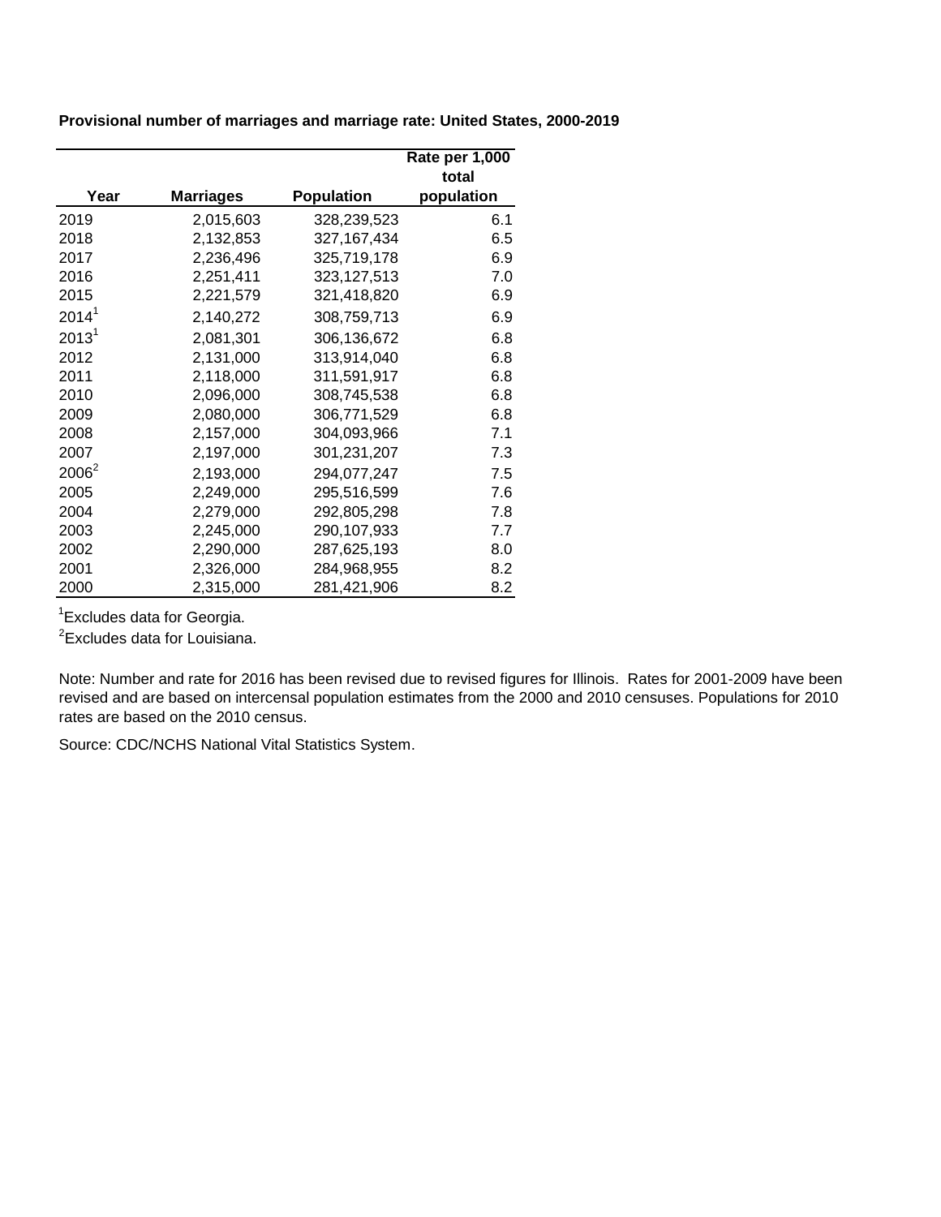**Provisional number of marriages and marriage rate: United States, 2000-2019**

| Year | Marriages | Population | Rate per 1,000 total population |
|---|---|---|---|
| 2019 | 2,015,603 | 328,239,523 | 6.1 |
| 2018 | 2,132,853 | 327,167,434 | 6.5 |
| 2017 | 2,236,496 | 325,719,178 | 6.9 |
| 2016 | 2,251,411 | 323,127,513 | 7.0 |
| 2015 | 2,221,579 | 321,418,820 | 6.9 |
| 2014[1] | 2,140,272 | 308,759,713 | 6.9 |
| 2013[1] | 2,081,301 | 306,136,672 | 6.8 |
| 2012 | 2,131,000 | 313,914,040 | 6.8 |
| 2011 | 2,118,000 | 311,591,917 | 6.8 |
| 2010 | 2,096,000 | 308,745,538 | 6.8 |
| 2009 | 2,080,000 | 306,771,529 | 6.8 |
| 2008 | 2,157,000 | 304,093,966 | 7.1 |
| 2007 | 2,197,000 | 301,231,207 | 7.3 |
| 2006[2] | 2,193,000 | 294,077,247 | 7.5 |
| 2005 | 2,249,000 | 295,516,599 | 7.6 |
| 2004 | 2,279,000 | 292,805,298 | 7.8 |
| 2003 | 2,245,000 | 290,107,933 | 7.7 |
| 2002 | 2,290,000 | 287,625,193 | 8.0 |
| 2001 | 2,326,000 | 284,968,955 | 8.2 |
| 2000 | 2,315,000 | 281,421,906 | 8.2 |

[1]Excludes data for Georgia.

[2]Excludes data for Louisiana.

Note: Number and rate for 2016 has been revised due to revised figures for Illinois. Rates for 2001-2009 have been revised and are based on intercensal population estimates from the 2000 and 2010 censuses. Populations for 2010 rates are based on the 2010 census.

Source: CDC/NCHS National Vital Statistics System.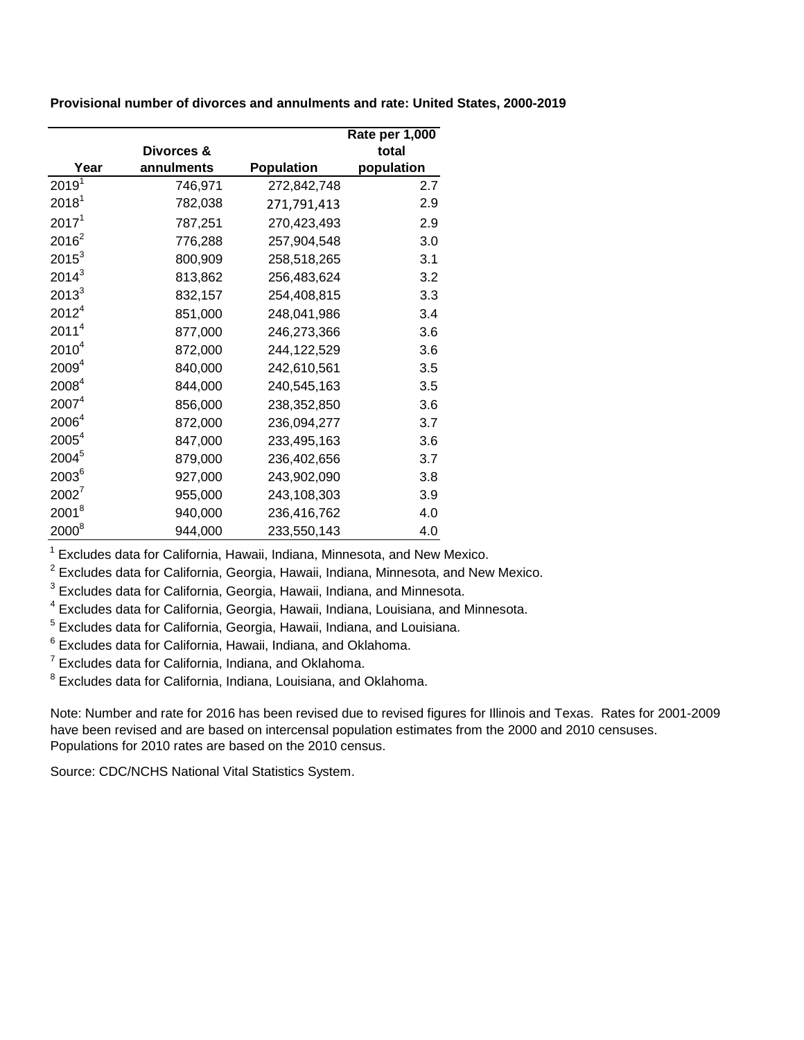**Provisional number of divorces and annulments and rate: United States, 2000-2019**

| Year | Divorces & annulments | Population | Rate per 1,000 total population |
|---|---|---|---|
| 2019[1] | 746,971 | 272,842,748 | 2.7 |
| 2018[1] | 782,038 | 271,791,413 | 2.9 |
| 2017[1] | 787,251 | 270,423,493 | 2.9 |
| 2016[2] | 776,288 | 257,904,548 | 3.0 |
| 2015[3] | 800,909 | 258,518,265 | 3.1 |
| 2014[3] | 813,862 | 256,483,624 | 3.2 |
| 2013[3] | 832,157 | 254,408,815 | 3.3 |
| 2012[4] | 851,000 | 248,041,986 | 3.4 |
| 2011[4] | 877,000 | 246,273,366 | 3.6 |
| 2010[4] | 872,000 | 244,122,529 | 3.6 |
| 2009[4] | 840,000 | 242,610,561 | 3.5 |
| 2008[4] | 844,000 | 240,545,163 | 3.5 |
| 2007[4] | 856,000 | 238,352,850 | 3.6 |
| 2006[4] | 872,000 | 236,094,277 | 3.7 |
| 2005[4] | 847,000 | 233,495,163 | 3.6 |
| 2004[5] | 879,000 | 236,402,656 | 3.7 |
| 2003[6] | 927,000 | 243,902,090 | 3.8 |
| 2002[7] | 955,000 | 243,108,303 | 3.9 |
| 2001[8] | 940,000 | 236,416,762 | 4.0 |
| 2000[8] | 944,000 | 233,550,143 | 4.0 |

[1] Excludes data for California, Hawaii, Indiana, Minnesota, and New Mexico.
[2] Excludes data for California, Georgia, Hawaii, Indiana, Minnesota, and New Mexico.
[3] Excludes data for California, Georgia, Hawaii, Indiana, and Minnesota.
[4] Excludes data for California, Georgia, Hawaii, Indiana, Louisiana, and Minnesota.
[5] Excludes data for California, Georgia, Hawaii, Indiana, and Louisiana.
[6] Excludes data for California, Hawaii, Indiana, and Oklahoma.
[7] Excludes data for California, Indiana, and Oklahoma.
[8] Excludes data for California, Indiana, Louisiana, and Oklahoma.

Note: Number and rate for 2016 has been revised due to revised figures for Illinois and Texas. Rates for 2001-2009 have been revised and are based on intercensal population estimates from the 2000 and 2010 censuses. Populations for 2010 rates are based on the 2010 census.

Source: CDC/NCHS National Vital Statistics System.